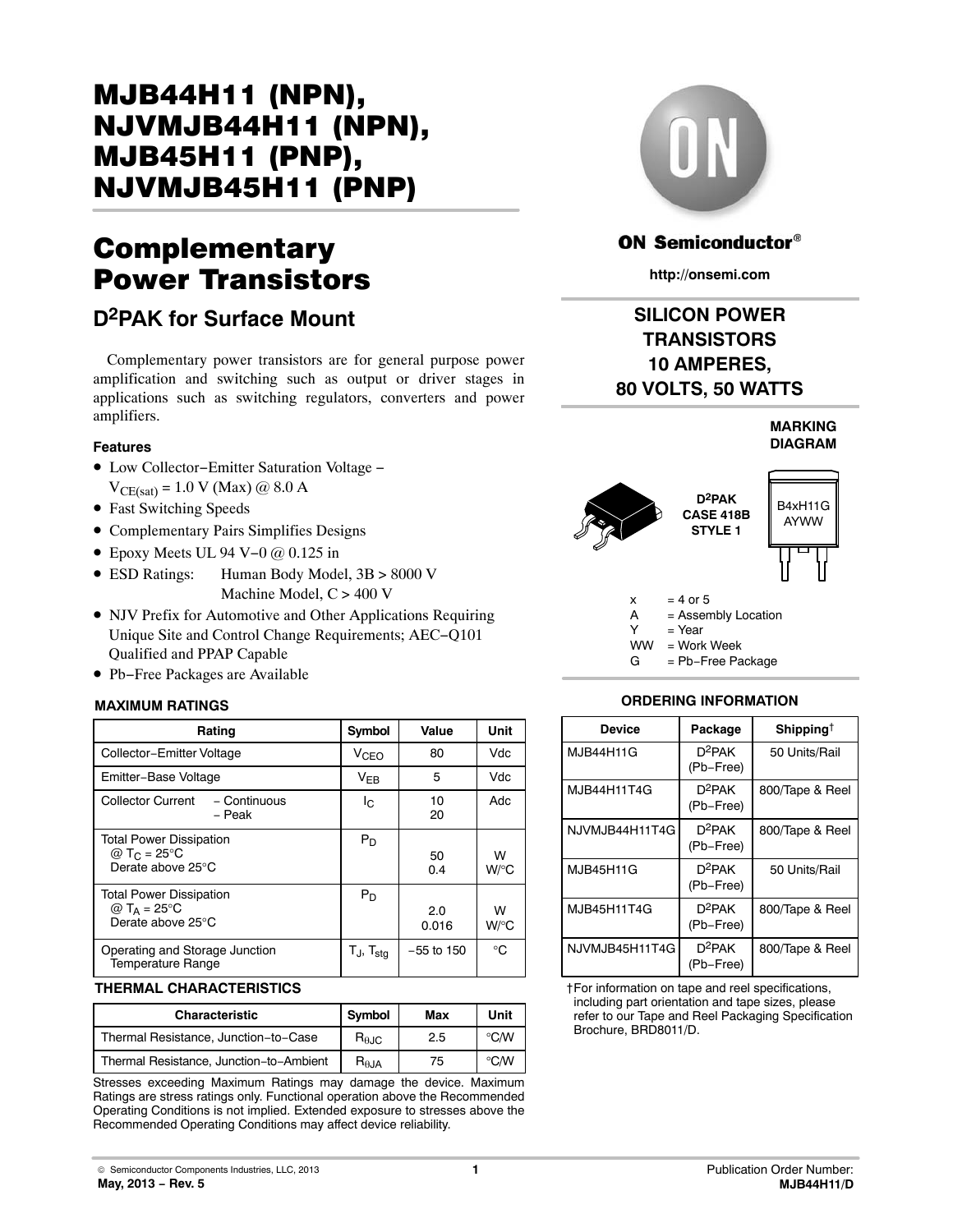# MJB44H11 (NPN), NJVMJB44H11 (NPN), MJB45H11 (PNP), NJVMJB45H11 (PNP)

# Complementary Power Transistors

## $D^2$PAK for Surface Mount

Complementary power transistors are for general purpose power amplification and switching such as output or driver stages in applications such as switching regulators, converters and power amplifiers.

### Features

- Low Collector−Emitter Saturation Voltage − $V_{CE(sat)}$ = 1.0 V (Max) @ 8.0 A
- Fast Switching Speeds
- Complementary Pairs Simplifies Designs
- Epoxy Meets UL 94 V−0 @ 0.125 in
- ESD Ratings: Human Body Model, 3B > 8000 V; Machine Model, C > 400 V
- NJV Prefix for Automotive and Other Applications Requiring Unique Site and Control Change Requirements; AEC−Q101 Qualified and PPAP Capable
- Pb−Free Packages are Available

**ON Semiconductor®**

**http://onsemi.com**

**SILICON POWER TRANSISTORS 10 AMPERES, 80 VOLTS, 50 WATTS**

**MARKING DIAGRAM**

$D^2$PAK CASE 418B STYLE 1

B4xH11G
AYWW

x = 4 or 5
A = Assembly Location
Y = Year
WW = Work Week
G = Pb−Free Package

### MAXIMUM RATINGS

| Rating | Symbol | Value | Unit |
|---|---|---|---|
| Collector−Emitter Voltage | $V_{CEO}$ | 80 | Vdc |
| Emitter−Base Voltage | $V_{EB}$ | 5 | Vdc |
| Collector Current − Continuous<br>− Peak | $I_C$ | 10<br>20 | Adc |
| Total Power Dissipation @ $T_C$ = 25°C<br>Derate above 25°C | $P_D$ | 50<br>0.4 | W<br>W/°C |
| Total Power Dissipation @ $T_A$ = 25°C<br>Derate above 25°C | $P_D$ | 2.0<br>0.016 | W<br>W/°C |
| Operating and Storage Junction Temperature Range | $T_J$, $T_{stg}$ | −55 to 150 | °C |

### THERMAL CHARACTERISTICS

| Characteristic | Symbol | Max | Unit |
|---|---|---|---|
| Thermal Resistance, Junction−to−Case | $R_{\theta JC}$ | 2.5 | °C/W |
| Thermal Resistance, Junction−to−Ambient | $R_{\theta JA}$ | 75 | °C/W |

Stresses exceeding Maximum Ratings may damage the device. Maximum Ratings are stress ratings only. Functional operation above the Recommended Operating Conditions is not implied. Extended exposure to stresses above the Recommended Operating Conditions may affect device reliability.

### ORDERING INFORMATION

| Device | Package | Shipping† |
|---|---|---|
| MJB44H11G | $D^2$PAK (Pb−Free) | 50 Units/Rail |
| MJB44H11T4G | $D^2$PAK (Pb−Free) | 800/Tape & Reel |
| NJVMJB44H11T4G | $D^2$PAK (Pb−Free) | 800/Tape & Reel |
| MJB45H11G | $D^2$PAK (Pb−Free) | 50 Units/Rail |
| MJB45H11T4G | $D^2$PAK (Pb−Free) | 800/Tape & Reel |
| NJVMJB45H11T4G | $D^2$PAK (Pb−Free) | 800/Tape & Reel |

†For information on tape and reel specifications, including part orientation and tape sizes, please refer to our Tape and Reel Packaging Specification Brochure, BRD8011/D.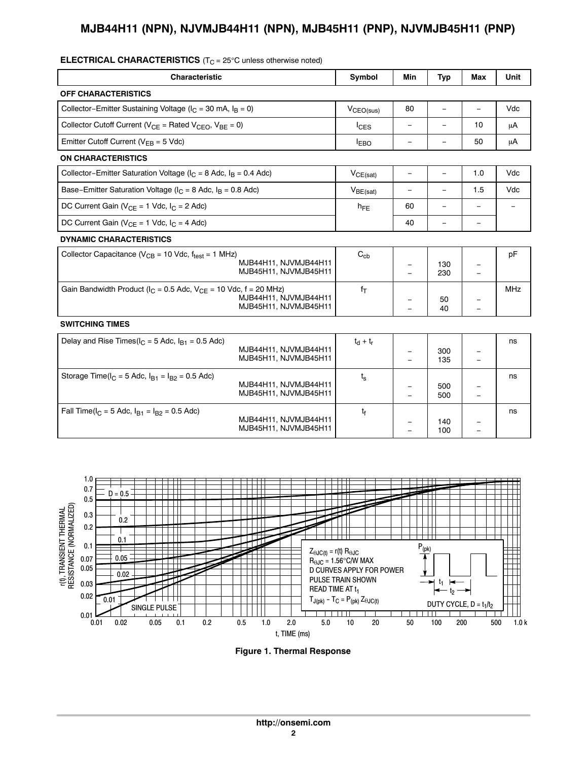**ELECTRICAL CHARACTERISTICS** ($T_C$ = 25°C unless otherwise noted)

| Characteristic | Symbol | Min | Typ | Max | Unit |
|---|---|---|---|---|---|
| **OFF CHARACTERISTICS** | | | | | |
| Collector−Emitter Sustaining Voltage ($I_C$ = 30 mA, $I_B$ = 0) | $V_{CEO(sus)}$ | 80 | − | − | Vdc |
| Collector Cutoff Current ($V_{CE}$ = Rated $V_{CEO}$, $V_{BE}$ = 0) | $I_{CES}$ | − | − | 10 | μA |
| Emitter Cutoff Current ($V_{EB}$ = 5 Vdc) | $I_{EBO}$ | − | − | 50 | μA |
| **ON CHARACTERISTICS** | | | | | |
| Collector−Emitter Saturation Voltage ($I_C$ = 8 Adc, $I_B$ = 0.4 Adc) | $V_{CE(sat)}$ | − | − | 1.0 | Vdc |
| Base−Emitter Saturation Voltage ($I_C$ = 8 Adc, $I_B$ = 0.8 Adc) | $V_{BE(sat)}$ | − | − | 1.5 | Vdc |
| DC Current Gain ($V_{CE}$ = 1 Vdc, $I_C$ = 2 Adc) | $h_{FE}$ | 60 | − | − | − |
| DC Current Gain ($V_{CE}$ = 1 Vdc, $I_C$ = 4 Adc) | | 40 | − | − | |
| **DYNAMIC CHARACTERISTICS** | | | | | |
| Collector Capacitance ($V_{CB}$ = 10 Vdc, $f_{test}$ = 1 MHz) | $C_{cb}$ | | | | pF |
| MJB44H11, NJVMJB44H11 | | − | 130 | − | |
| MJB45H11, NJVMJB45H11 | | − | 230 | − | |
| Gain Bandwidth Product ($I_C$ = 0.5 Adc, $V_{CE}$ = 10 Vdc, f = 20 MHz) | $f_T$ | | | | MHz |
| MJB44H11, NJVMJB44H11 | | − | 50 | − | |
| MJB45H11, NJVMJB45H11 | | − | 40 | − | |
| **SWITCHING TIMES** | | | | | |
| Delay and Rise Times ($I_C$ = 5 Adc, $I_{B1}$ = 0.5 Adc) | $t_d + t_r$ | | | | ns |
| MJB44H11, NJVMJB44H11 | | − | 300 | − | |
| MJB45H11, NJVMJB45H11 | | − | 135 | − | |
| Storage Time ($I_C$ = 5 Adc, $I_{B1}$ = $I_{B2}$ = 0.5 Adc) | $t_s$ | | | | ns |
| MJB44H11, NJVMJB44H11 | | − | 500 | − | |
| MJB45H11, NJVMJB45H11 | | − | 500 | − | |
| Fall Time ($I_C$ = 5 Adc, $I_{B1}$ = $I_{B2}$ = 0.5 Adc) | $t_f$ | | | | ns |
| MJB44H11, NJVMJB44H11 | | − | 140 | − | |
| MJB45H11, NJVMJB45H11 | | − | 100 | − | |

**Figure 1. Thermal Response**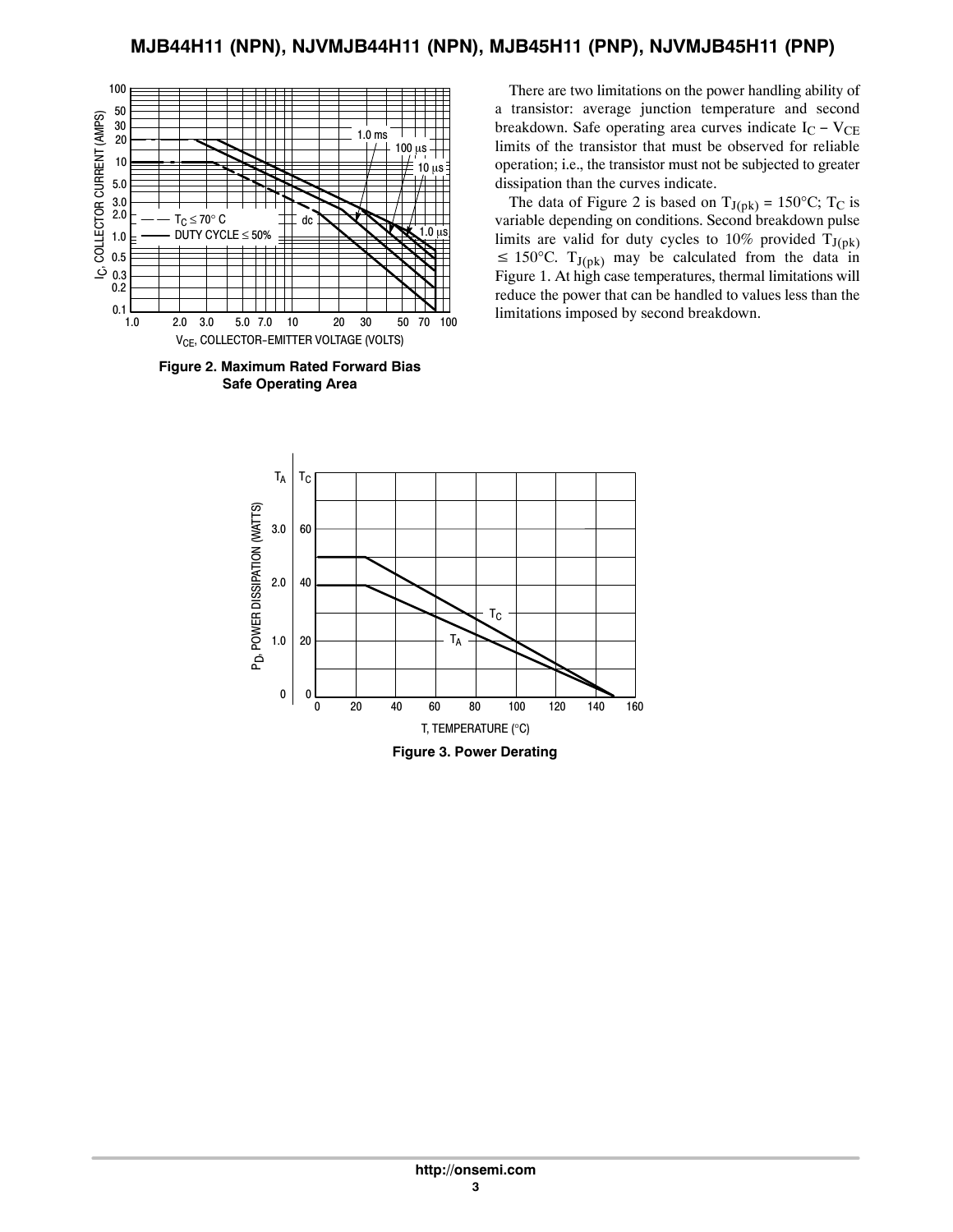Figure 2. Maximum Rated Forward Bias Safe Operating Area

There are two limitations on the power handling ability of a transistor: average junction temperature and second breakdown. Safe operating area curves indicate $I_C - V_{CE}$ limits of the transistor that must be observed for reliable operation; i.e., the transistor must not be subjected to greater dissipation than the curves indicate.

The data of Figure 2 is based on $T_{J(pk)} = 150°C$; $T_C$ is variable depending on conditions. Second breakdown pulse limits are valid for duty cycles to 10% provided $T_{J(pk)} \leq 150°C$. $T_{J(pk)}$ may be calculated from the data in Figure 1. At high case temperatures, thermal limitations will reduce the power that can be handled to values less than the limitations imposed by second breakdown.

Figure 3. Power Derating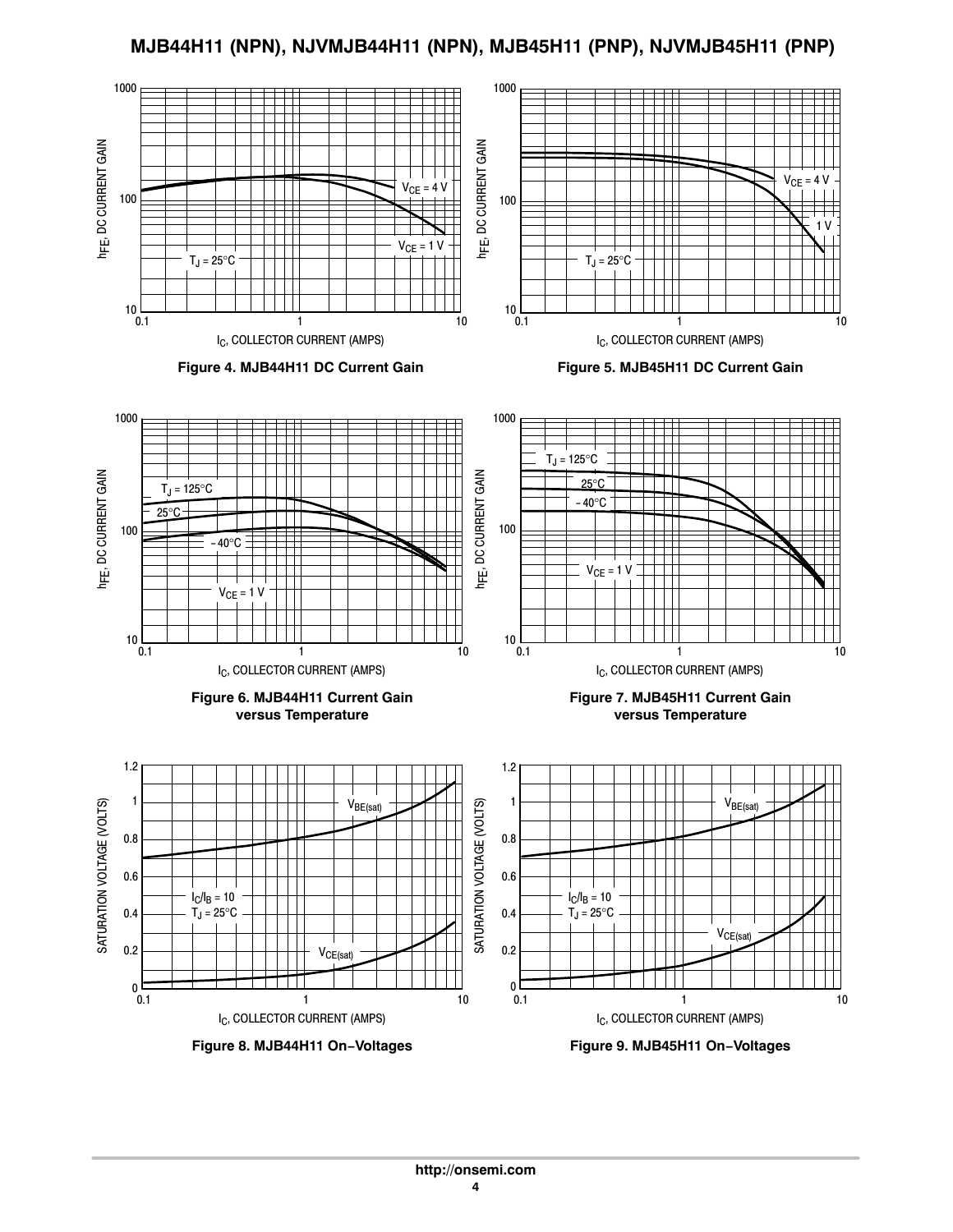Figure 4. MJB44H11 DC Current Gain

Figure 5. MJB45H11 DC Current Gain

Figure 6. MJB44H11 Current Gain versus Temperature

Figure 7. MJB45H11 Current Gain versus Temperature

Figure 8. MJB44H11 On−Voltages

Figure 9. MJB45H11 On−Voltages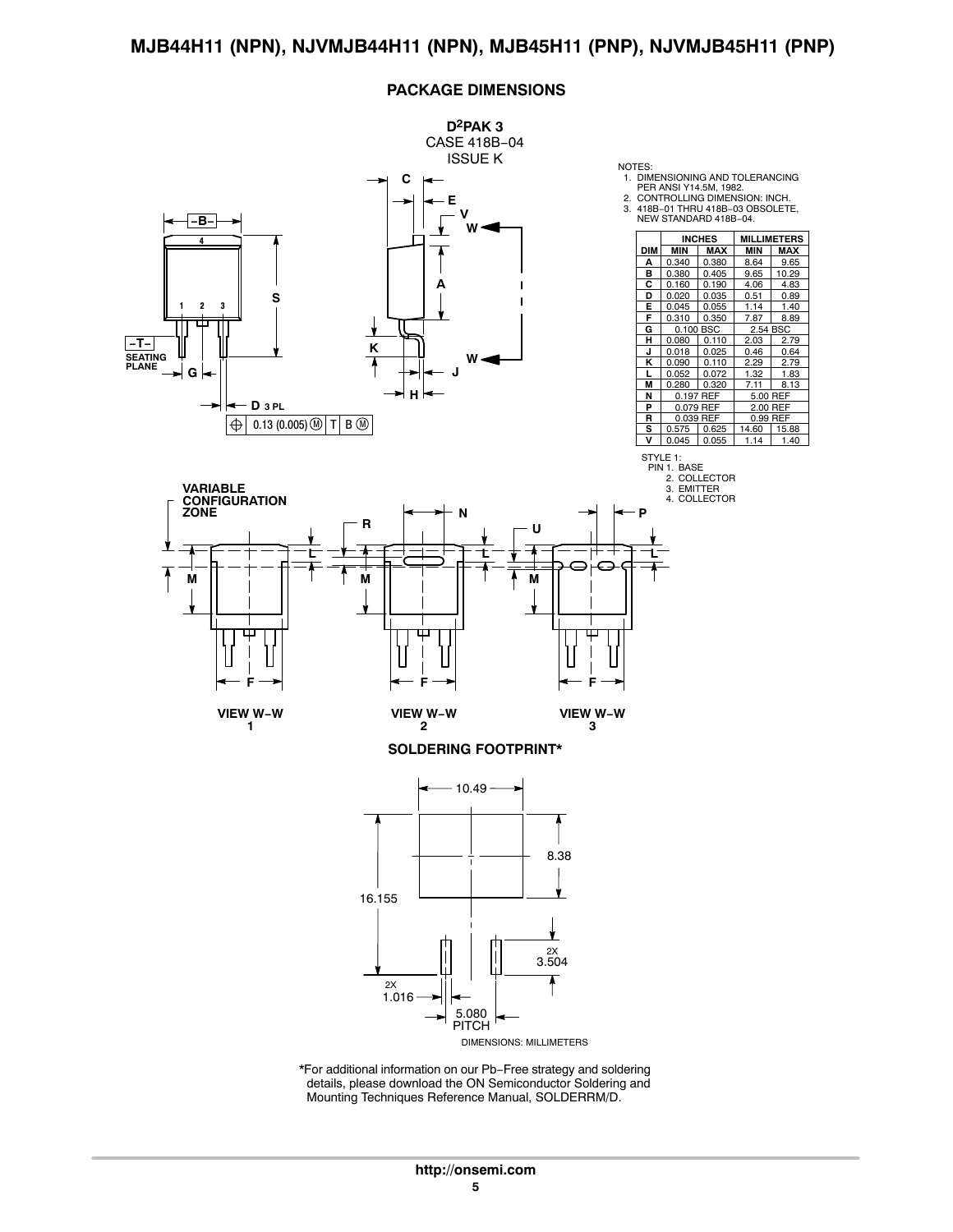## PACKAGE DIMENSIONS

**D²PAK 3**
CASE 418B−04
ISSUE K

NOTES:
1. DIMENSIONING AND TOLERANCING PER ANSI Y14.5M, 1982.
2. CONTROLLING DIMENSION: INCH.
3. 418B−01 THRU 418B−03 OBSOLETE, NEW STANDARD 418B−04.

| DIM | INCHES MIN | INCHES MAX | MILLIMETERS MIN | MILLIMETERS MAX |
|---|---|---|---|---|
| A | 0.340 | 0.380 | 8.64 | 9.65 |
| B | 0.380 | 0.405 | 9.65 | 10.29 |
| C | 0.160 | 0.190 | 4.06 | 4.83 |
| D | 0.020 | 0.035 | 0.51 | 0.89 |
| E | 0.045 | 0.055 | 1.14 | 1.40 |
| F | 0.310 | 0.350 | 7.87 | 8.89 |
| G | 0.100 BSC | | 2.54 BSC | |
| H | 0.080 | 0.110 | 2.03 | 2.79 |
| J | 0.018 | 0.025 | 0.46 | 0.64 |
| K | 0.090 | 0.110 | 2.29 | 2.79 |
| L | 0.052 | 0.072 | 1.32 | 1.83 |
| M | 0.280 | 0.320 | 7.11 | 8.13 |
| N | 0.197 REF | | 5.00 REF | |
| P | 0.079 REF | | 2.00 REF | |
| R | 0.039 REF | | 0.99 REF | |
| S | 0.575 | 0.625 | 14.60 | 15.88 |
| V | 0.045 | 0.055 | 1.14 | 1.40 |

STYLE 1:
PIN 1. BASE
2. COLLECTOR
3. EMITTER
4. COLLECTOR

D 3 PL — 0.13 (0.005) Ⓜ T B Ⓜ

VARIABLE CONFIGURATION ZONE

VIEW W−W 1 VIEW W−W 2 VIEW W−W 3

## SOLDERING FOOTPRINT*

10.49, 8.38, 16.155, 2X 3.504, 2X 1.016, 5.080 PITCH

DIMENSIONS: MILLIMETERS

*For additional information on our Pb−Free strategy and soldering details, please download the ON Semiconductor Soldering and Mounting Techniques Reference Manual, SOLDERRM/D.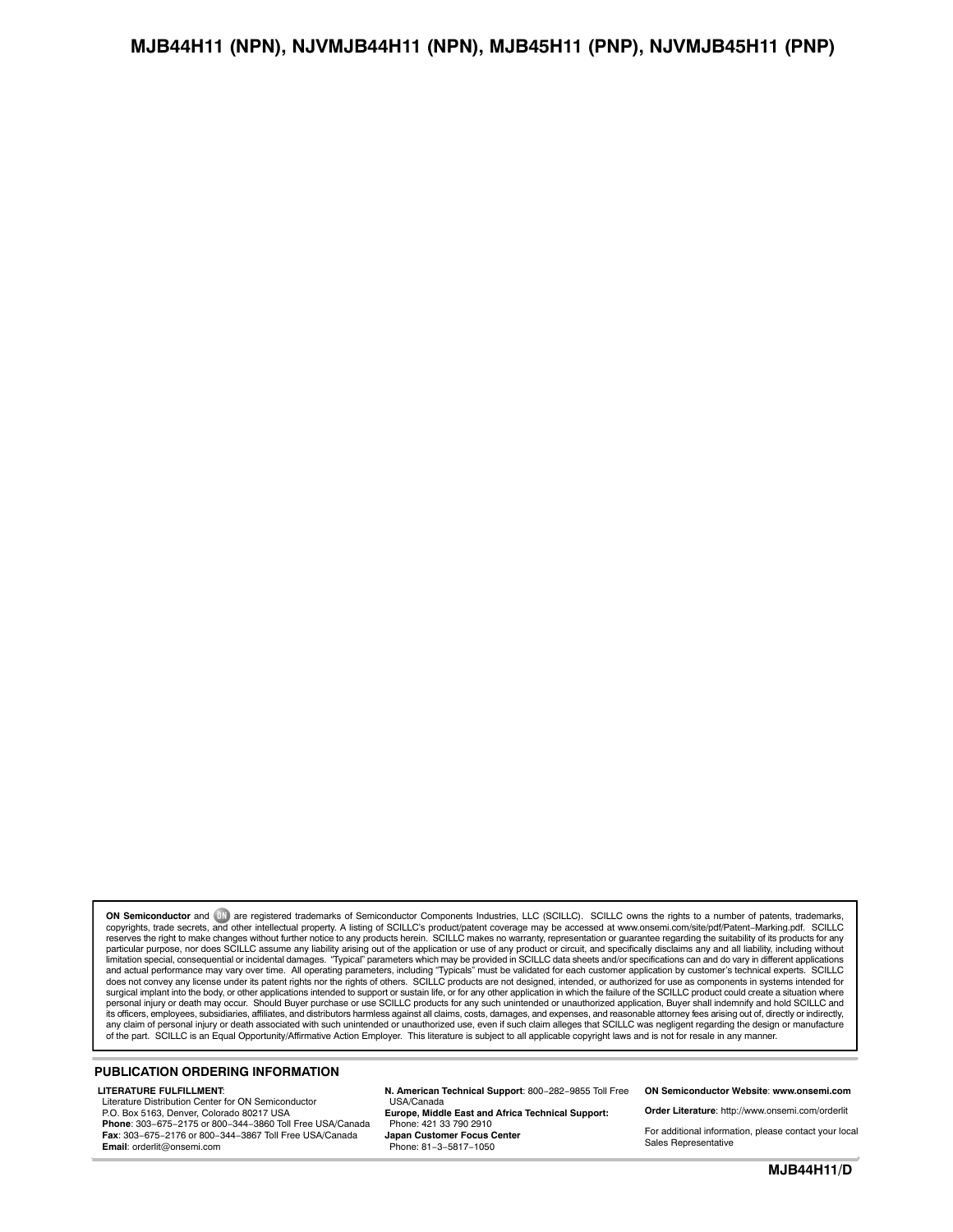**ON Semiconductor** and (ON logo) are registered trademarks of Semiconductor Components Industries, LLC (SCILLC). SCILLC owns the rights to a number of patents, trademarks, copyrights, trade secrets, and other intellectual property. A listing of SCILLC's product/patent coverage may be accessed at www.onsemi.com/site/pdf/Patent−Marking.pdf. SCILLC reserves the right to make changes without further notice to any products herein. SCILLC makes no warranty, representation or guarantee regarding the suitability of its products for any particular purpose, nor does SCILLC assume any liability arising out of the application or use of any product or circuit, and specifically disclaims any and all liability, including without limitation special, consequential or incidental damages. "Typical" parameters which may be provided in SCILLC data sheets and/or specifications can and do vary in different applications and actual performance may vary over time. All operating parameters, including "Typicals" must be validated for each customer application by customer's technical experts. SCILLC does not convey any license under its patent rights nor the rights of others. SCILLC products are not designed, intended, or authorized for use as components in systems intended for surgical implant into the body, or other applications intended to support or sustain life, or for any other application in which the failure of the SCILLC product could create a situation where personal injury or death may occur. Should Buyer purchase or use SCILLC products for any such unintended or unauthorized application, Buyer shall indemnify and hold SCILLC and its officers, employees, subsidiaries, affiliates, and distributors harmless against all claims, costs, damages, and expenses, and reasonable attorney fees arising out of, directly or indirectly, any claim of personal injury or death associated with such unintended or unauthorized use, even if such claim alleges that SCILLC was negligent regarding the design or manufacture of the part. SCILLC is an Equal Opportunity/Affirmative Action Employer. This literature is subject to all applicable copyright laws and is not for resale in any manner.

## PUBLICATION ORDERING INFORMATION

**LITERATURE FULFILLMENT**:
Literature Distribution Center for ON Semiconductor
P.O. Box 5163, Denver, Colorado 80217 USA
**Phone**: 303−675−2175 or 800−344−3860 Toll Free USA/Canada
**Fax**: 303−675−2176 or 800−344−3867 Toll Free USA/Canada
**Email**: orderlit@onsemi.com

**N. American Technical Support**: 800−282−9855 Toll Free USA/Canada
**Europe, Middle East and Africa Technical Support:**
Phone: 421 33 790 2910
**Japan Customer Focus Center**
Phone: 81−3−5817−1050

**ON Semiconductor Website**: **www.onsemi.com**

**Order Literature**: http://www.onsemi.com/orderlit

For additional information, please contact your local Sales Representative

**MJB44H11/D**